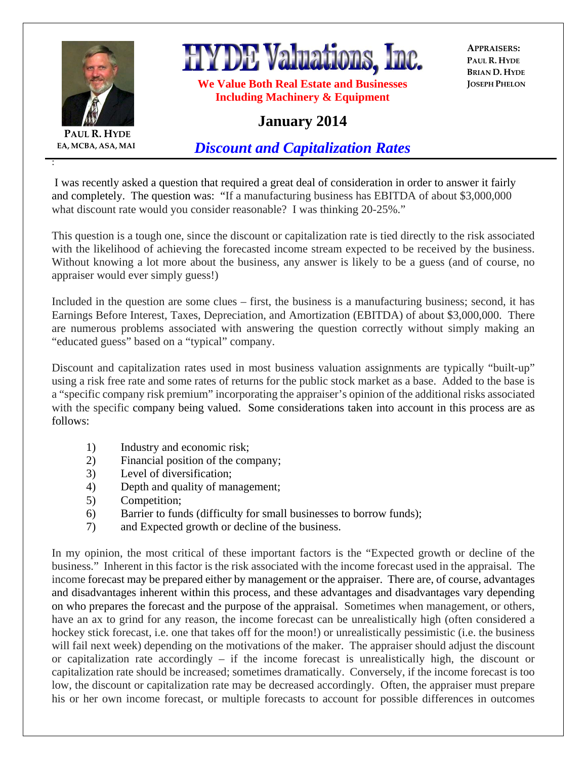PAUL R. HYDE
EA, MCBA, ASA, MAI

# HYDE Valuations, Inc.

**We Value Both Real Estate and Businesses Including Machinery & Equipment**

APPRAISERS:
PAUL R. HYDE
BRIAN D. HYDE
JOSEPH PHELON

## January 2014

## *Discount and Capitalization Rates*

I was recently asked a question that required a great deal of consideration in order to answer it fairly and completely. The question was: "If a manufacturing business has EBITDA of about $3,000,000 what discount rate would you consider reasonable? I was thinking 20-25%."

This question is a tough one, since the discount or capitalization rate is tied directly to the risk associated with the likelihood of achieving the forecasted income stream expected to be received by the business. Without knowing a lot more about the business, any answer is likely to be a guess (and of course, no appraiser would ever simply guess!)

Included in the question are some clues – first, the business is a manufacturing business; second, it has Earnings Before Interest, Taxes, Depreciation, and Amortization (EBITDA) of about $3,000,000. There are numerous problems associated with answering the question correctly without simply making an "educated guess" based on a "typical" company.

Discount and capitalization rates used in most business valuation assignments are typically "built-up" using a risk free rate and some rates of returns for the public stock market as a base. Added to the base is a "specific company risk premium" incorporating the appraiser's opinion of the additional risks associated with the specific company being valued. Some considerations taken into account in this process are as follows:

1) Industry and economic risk;
2) Financial position of the company;
3) Level of diversification;
4) Depth and quality of management;
5) Competition;
6) Barrier to funds (difficulty for small businesses to borrow funds);
7) and Expected growth or decline of the business.

In my opinion, the most critical of these important factors is the "Expected growth or decline of the business." Inherent in this factor is the risk associated with the income forecast used in the appraisal. The income forecast may be prepared either by management or the appraiser. There are, of course, advantages and disadvantages inherent within this process, and these advantages and disadvantages vary depending on who prepares the forecast and the purpose of the appraisal. Sometimes when management, or others, have an ax to grind for any reason, the income forecast can be unrealistically high (often considered a hockey stick forecast, i.e. one that takes off for the moon!) or unrealistically pessimistic (i.e. the business will fail next week) depending on the motivations of the maker. The appraiser should adjust the discount or capitalization rate accordingly – if the income forecast is unrealistically high, the discount or capitalization rate should be increased; sometimes dramatically. Conversely, if the income forecast is too low, the discount or capitalization rate may be decreased accordingly. Often, the appraiser must prepare his or her own income forecast, or multiple forecasts to account for possible differences in outcomes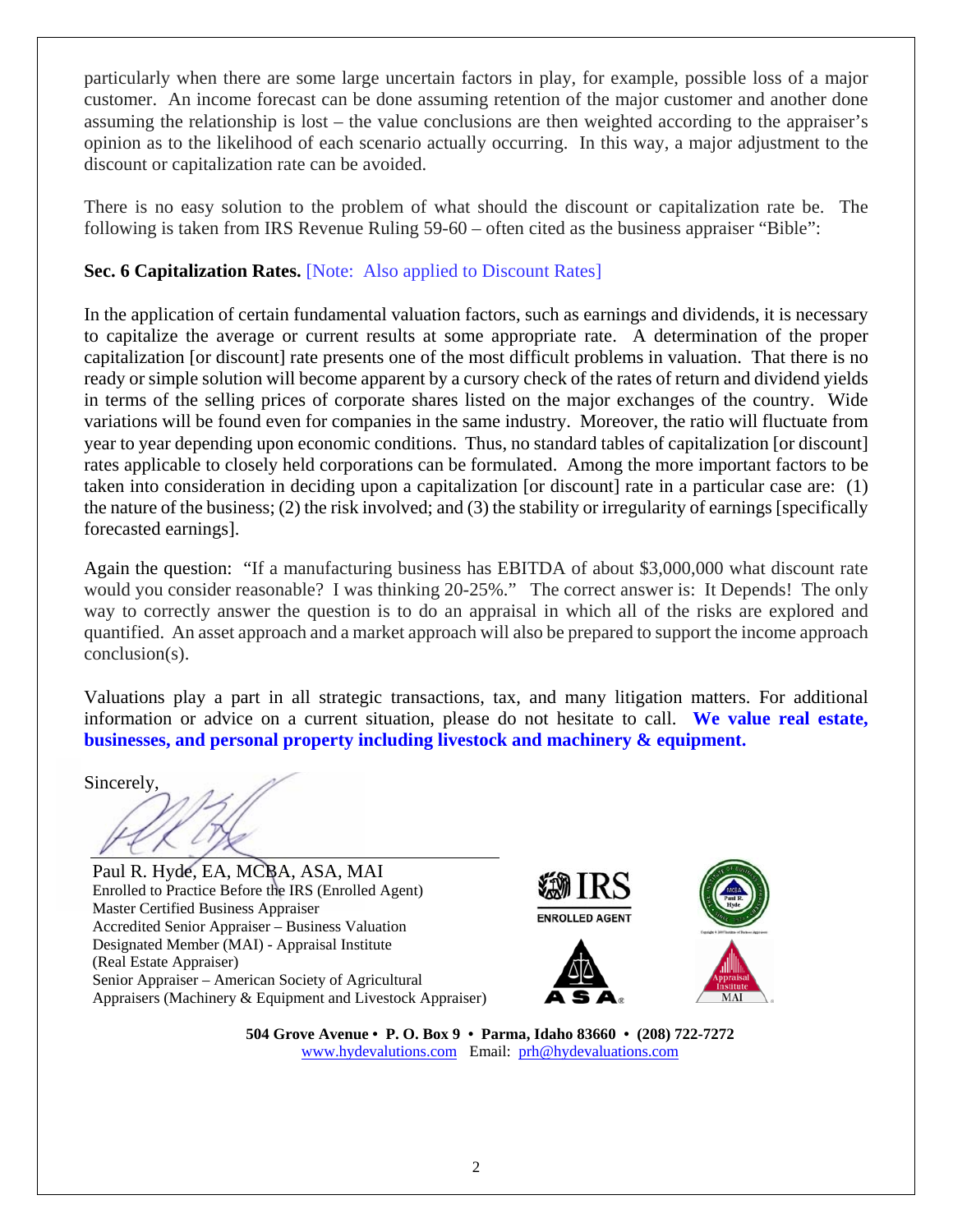particularly when there are some large uncertain factors in play, for example, possible loss of a major customer. An income forecast can be done assuming retention of the major customer and another done assuming the relationship is lost – the value conclusions are then weighted according to the appraiser's opinion as to the likelihood of each scenario actually occurring. In this way, a major adjustment to the discount or capitalization rate can be avoided.

There is no easy solution to the problem of what should the discount or capitalization rate be. The following is taken from IRS Revenue Ruling 59-60 – often cited as the business appraiser "Bible":

**Sec. 6 Capitalization Rates.** [Note: Also applied to Discount Rates]

In the application of certain fundamental valuation factors, such as earnings and dividends, it is necessary to capitalize the average or current results at some appropriate rate. A determination of the proper capitalization [or discount] rate presents one of the most difficult problems in valuation. That there is no ready or simple solution will become apparent by a cursory check of the rates of return and dividend yields in terms of the selling prices of corporate shares listed on the major exchanges of the country. Wide variations will be found even for companies in the same industry. Moreover, the ratio will fluctuate from year to year depending upon economic conditions. Thus, no standard tables of capitalization [or discount] rates applicable to closely held corporations can be formulated. Among the more important factors to be taken into consideration in deciding upon a capitalization [or discount] rate in a particular case are: (1) the nature of the business; (2) the risk involved; and (3) the stability or irregularity of earnings [specifically forecasted earnings].

Again the question: "If a manufacturing business has EBITDA of about $3,000,000 what discount rate would you consider reasonable? I was thinking 20-25%." The correct answer is: It Depends! The only way to correctly answer the question is to do an appraisal in which all of the risks are explored and quantified. An asset approach and a market approach will also be prepared to support the income approach conclusion(s).

Valuations play a part in all strategic transactions, tax, and many litigation matters. For additional information or advice on a current situation, please do not hesitate to call. **We value real estate, businesses, and personal property including livestock and machinery & equipment.**

Sincerely,

Paul R. Hyde, EA, MCBA, ASA, MAI
Enrolled to Practice Before the IRS (Enrolled Agent)
Master Certified Business Appraiser
Accredited Senior Appraiser – Business Valuation
Designated Member (MAI) - Appraisal Institute
(Real Estate Appraiser)
Senior Appraiser – American Society of Agricultural Appraisers (Machinery & Equipment and Livestock Appraiser)

IRS ENROLLED AGENT

ASA

MCBA Paul R. Hyde

Appraisal Institute MAI

**504 Grove Avenue • P. O. Box 9 • Parma, Idaho 83660 • (208) 722-7272**
www.hydevalutions.com Email: prh@hydevaluations.com